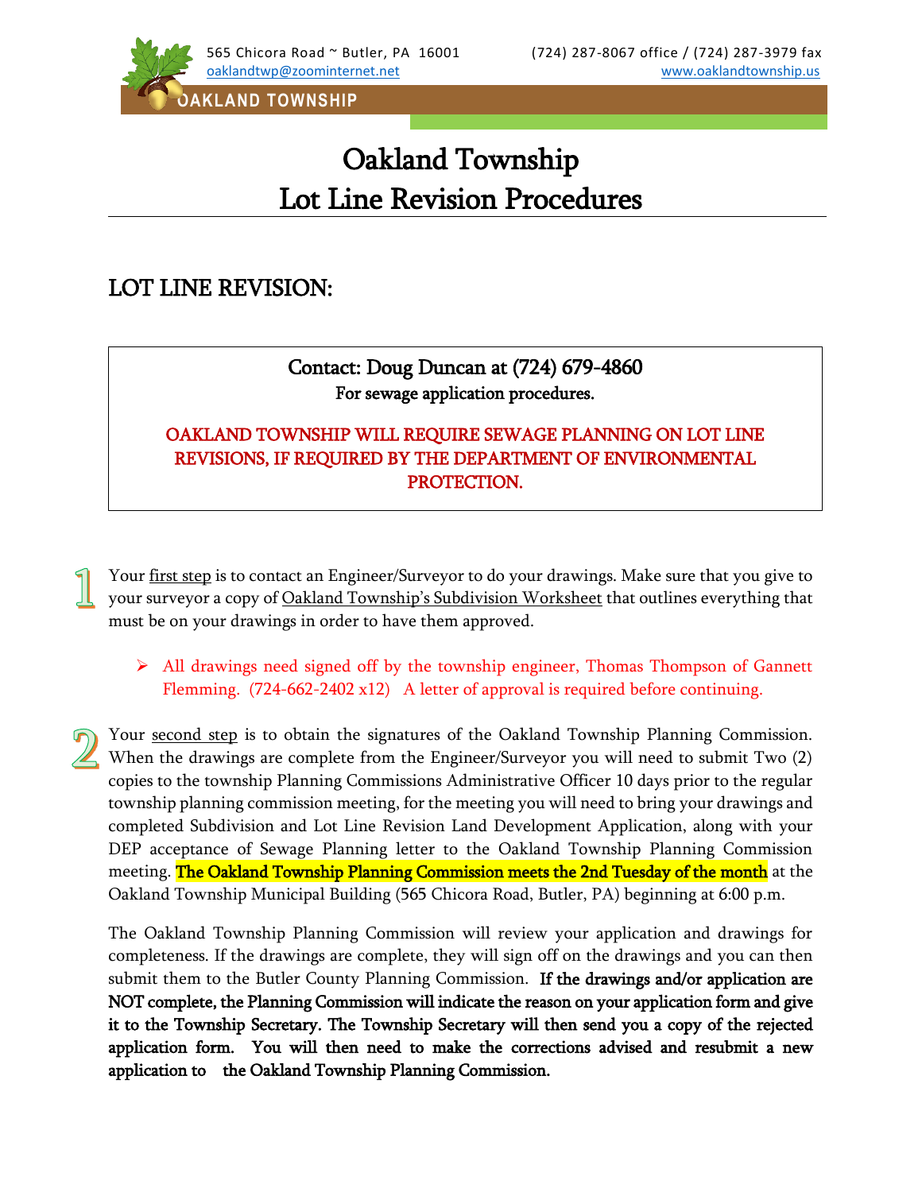565 Chicora Road ~ Butler, PA 16001 (724) 287-8067 office / (724) 287-3979 fax
oaklandtwp@zoominternet.net www.oaklandtownship.us

OAKLAND TOWNSHIP

# Oakland Township
# Lot Line Revision Procedures

## LOT LINE REVISION:

**Contact: Doug Duncan at (724) 679-4860**
**For sewage application procedures.**

OAKLAND TOWNSHIP WILL REQUIRE SEWAGE PLANNING ON LOT LINE REVISIONS, IF REQUIRED BY THE DEPARTMENT OF ENVIRONMENTAL PROTECTION.

1. Your first step is to contact an Engineer/Surveyor to do your drawings. Make sure that you give to your surveyor a copy of Oakland Township's Subdivision Worksheet that outlines everything that must be on your drawings in order to have them approved.

   - All drawings need signed off by the township engineer, Thomas Thompson of Gannett Flemming. (724-662-2402 x12) A letter of approval is required before continuing.

2. Your second step is to obtain the signatures of the Oakland Township Planning Commission. When the drawings are complete from the Engineer/Surveyor you will need to submit Two (2) copies to the township Planning Commissions Administrative Officer 10 days prior to the regular township planning commission meeting, for the meeting you will need to bring your drawings and completed Subdivision and Lot Line Revision Land Development Application, along with your DEP acceptance of Sewage Planning letter to the Oakland Township Planning Commission meeting. **The Oakland Township Planning Commission meets the 2nd Tuesday of the month** at the Oakland Township Municipal Building (565 Chicora Road, Butler, PA) beginning at 6:00 p.m.

The Oakland Township Planning Commission will review your application and drawings for completeness. If the drawings are complete, they will sign off on the drawings and you can then submit them to the Butler County Planning Commission. **If the drawings and/or application are NOT complete, the Planning Commission will indicate the reason on your application form and give it to the Township Secretary. The Township Secretary will then send you a copy of the rejected application form. You will then need to make the corrections advised and resubmit a new application to the Oakland Township Planning Commission.**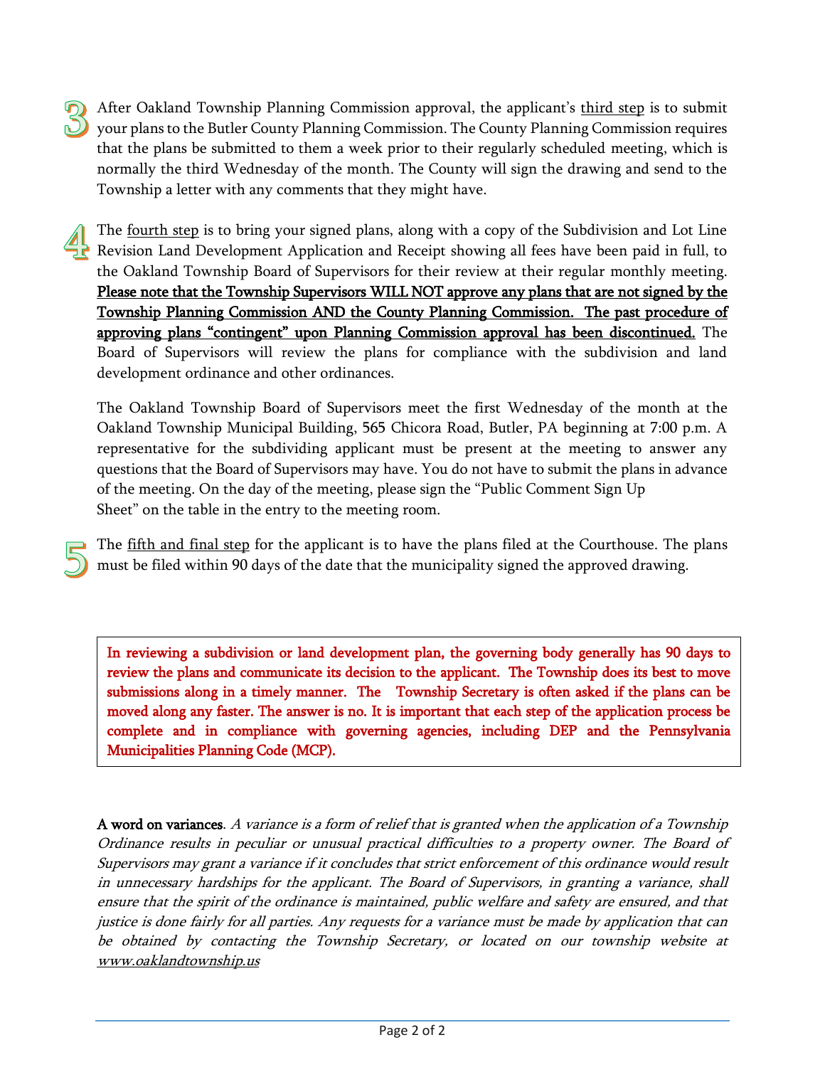3 After Oakland Township Planning Commission approval, the applicant's third step is to submit your plans to the Butler County Planning Commission. The County Planning Commission requires that the plans be submitted to them a week prior to their regularly scheduled meeting, which is normally the third Wednesday of the month. The County will sign the drawing and send to the Township a letter with any comments that they might have.

4 The fourth step is to bring your signed plans, along with a copy of the Subdivision and Lot Line Revision Land Development Application and Receipt showing all fees have been paid in full, to the Oakland Township Board of Supervisors for their review at their regular monthly meeting. **Please note that the Township Supervisors WILL NOT approve any plans that are not signed by the Township Planning Commission AND the County Planning Commission. The past procedure of approving plans "contingent" upon Planning Commission approval has been discontinued.** The Board of Supervisors will review the plans for compliance with the subdivision and land development ordinance and other ordinances.

The Oakland Township Board of Supervisors meet the first Wednesday of the month at the Oakland Township Municipal Building, 565 Chicora Road, Butler, PA beginning at 7:00 p.m. A representative for the subdividing applicant must be present at the meeting to answer any questions that the Board of Supervisors may have. You do not have to submit the plans in advance of the meeting. On the day of the meeting, please sign the "Public Comment Sign Up Sheet" on the table in the entry to the meeting room.

5 The fifth and final step for the applicant is to have the plans filed at the Courthouse. The plans must be filed within 90 days of the date that the municipality signed the approved drawing.

**In reviewing a subdivision or land development plan, the governing body generally has 90 days to review the plans and communicate its decision to the applicant. The Township does its best to move submissions along in a timely manner. The Township Secretary is often asked if the plans can be moved along any faster. The answer is no. It is important that each step of the application process be complete and in compliance with governing agencies, including DEP and the Pennsylvania Municipalities Planning Code (MCP).**

**A word on variances**. *A variance is a form of relief that is granted when the application of a Township Ordinance results in peculiar or unusual practical difficulties to a property owner. The Board of Supervisors may grant a variance if it concludes that strict enforcement of this ordinance would result in unnecessary hardships for the applicant. The Board of Supervisors, in granting a variance, shall ensure that the spirit of the ordinance is maintained, public welfare and safety are ensured, and that justice is done fairly for all parties. Any requests for a variance must be made by application that can be obtained by contacting the Township Secretary, or located on our township website at www.oaklandtownship.us*